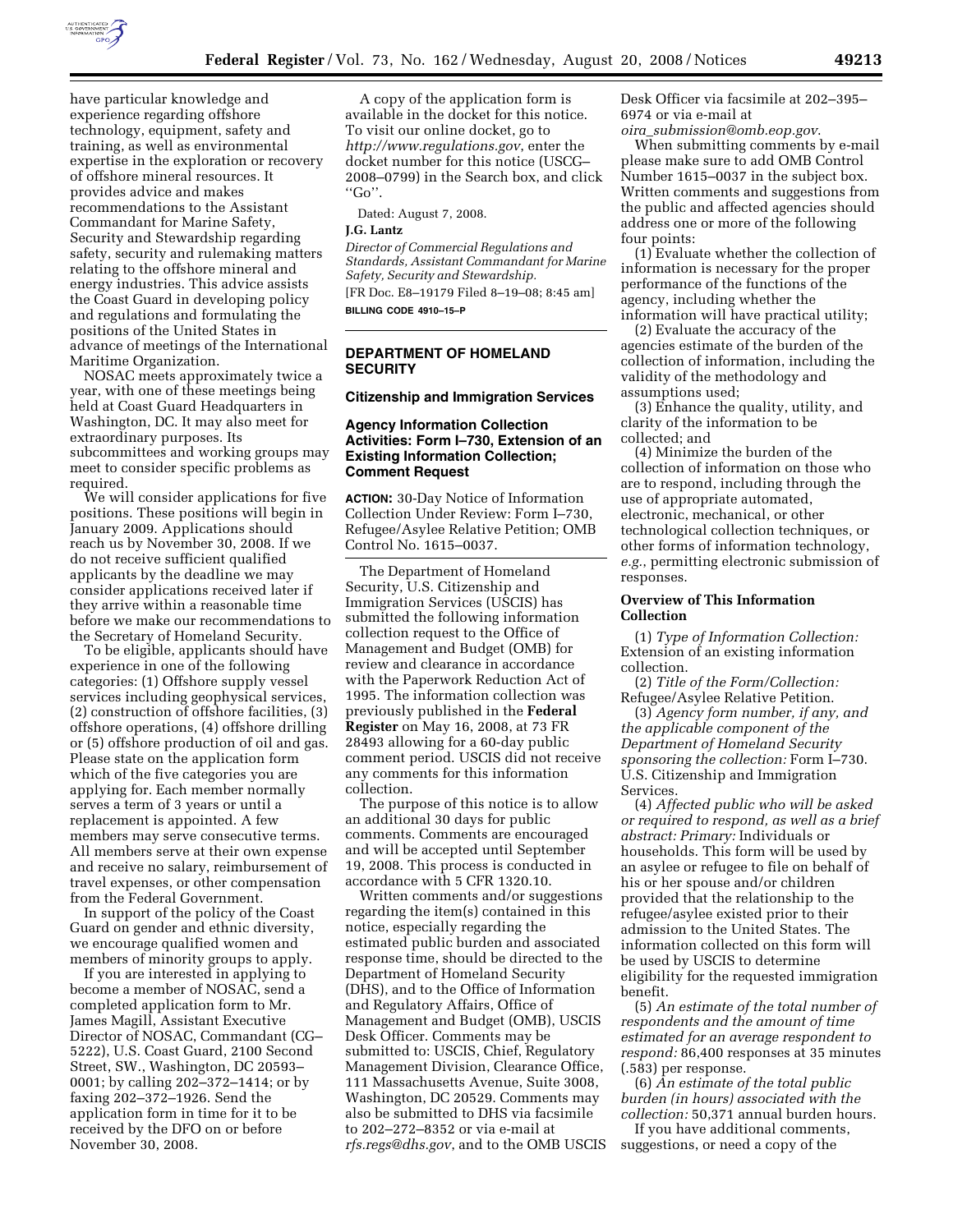have particular knowledge and experience regarding offshore technology, equipment, safety and training, as well as environmental expertise in the exploration or recovery of offshore mineral resources. It provides advice and makes recommendations to the Assistant Commandant for Marine Safety, Security and Stewardship regarding safety, security and rulemaking matters relating to the offshore mineral and energy industries. This advice assists the Coast Guard in developing policy and regulations and formulating the positions of the United States in advance of meetings of the International Maritime Organization.

NOSAC meets approximately twice a year, with one of these meetings being held at Coast Guard Headquarters in Washington, DC. It may also meet for extraordinary purposes. Its subcommittees and working groups may meet to consider specific problems as required.

We will consider applications for five positions. These positions will begin in January 2009. Applications should reach us by November 30, 2008. If we do not receive sufficient qualified applicants by the deadline we may consider applications received later if they arrive within a reasonable time before we make our recommendations to the Secretary of Homeland Security.

To be eligible, applicants should have experience in one of the following categories: (1) Offshore supply vessel services including geophysical services, (2) construction of offshore facilities, (3) offshore operations, (4) offshore drilling or (5) offshore production of oil and gas. Please state on the application form which of the five categories you are applying for. Each member normally serves a term of 3 years or until a replacement is appointed. A few members may serve consecutive terms. All members serve at their own expense and receive no salary, reimbursement of travel expenses, or other compensation from the Federal Government.

In support of the policy of the Coast Guard on gender and ethnic diversity, we encourage qualified women and members of minority groups to apply.

If you are interested in applying to become a member of NOSAC, send a completed application form to Mr. James Magill, Assistant Executive Director of NOSAC, Commandant (CG–5222), U.S. Coast Guard, 2100 Second Street, SW., Washington, DC 20593–0001; by calling 202–372–1414; or by faxing 202–372–1926. Send the application form in time for it to be received by the DFO on or before November 30, 2008.

A copy of the application form is available in the docket for this notice. To visit our online docket, go to *http://www.regulations.gov*, enter the docket number for this notice (USCG–2008–0799) in the Search box, and click ''Go''.

Dated: August 7, 2008.

**J.G. Lantz**

*Director of Commercial Regulations and Standards, Assistant Commandant for Marine Safety, Security and Stewardship.*

[FR Doc. E8–19179 Filed 8–19–08; 8:45 am]

**BILLING CODE 4910–15–P**

---

## DEPARTMENT OF HOMELAND SECURITY

### Citizenship and Immigration Services

### Agency Information Collection Activities: Form I–730, Extension of an Existing Information Collection; Comment Request

**ACTION:** 30-Day Notice of Information Collection Under Review: Form I–730, Refugee/Asylee Relative Petition; OMB Control No. 1615–0037.

---

The Department of Homeland Security, U.S. Citizenship and Immigration Services (USCIS) has submitted the following information collection request to the Office of Management and Budget (OMB) for review and clearance in accordance with the Paperwork Reduction Act of 1995. The information collection was previously published in the **Federal Register** on May 16, 2008, at 73 FR 28493 allowing for a 60-day public comment period. USCIS did not receive any comments for this information collection.

The purpose of this notice is to allow an additional 30 days for public comments. Comments are encouraged and will be accepted until September 19, 2008. This process is conducted in accordance with 5 CFR 1320.10.

Written comments and/or suggestions regarding the item(s) contained in this notice, especially regarding the estimated public burden and associated response time, should be directed to the Department of Homeland Security (DHS), and to the Office of Information and Regulatory Affairs, Office of Management and Budget (OMB), USCIS Desk Officer. Comments may be submitted to: USCIS, Chief, Regulatory Management Division, Clearance Office, 111 Massachusetts Avenue, Suite 3008, Washington, DC 20529. Comments may also be submitted to DHS via facsimile to 202–272–8352 or via e-mail at *rfs.regs@dhs.gov*, and to the OMB USCIS Desk Officer via facsimile at 202–395–6974 or via e-mail at *oira_submission@omb.eop.gov*.

When submitting comments by e-mail please make sure to add OMB Control Number 1615–0037 in the subject box. Written comments and suggestions from the public and affected agencies should address one or more of the following four points:

(1) Evaluate whether the collection of information is necessary for the proper performance of the functions of the agency, including whether the information will have practical utility;

(2) Evaluate the accuracy of the agencies estimate of the burden of the collection of information, including the validity of the methodology and assumptions used;

(3) Enhance the quality, utility, and clarity of the information to be collected; and

(4) Minimize the burden of the collection of information on those who are to respond, including through the use of appropriate automated, electronic, mechanical, or other technological collection techniques, or other forms of information technology, *e.g.*, permitting electronic submission of responses.

**Overview of This Information Collection**

(1) *Type of Information Collection:* Extension of an existing information collection.

(2) *Title of the Form/Collection:* Refugee/Asylee Relative Petition.

(3) *Agency form number, if any, and the applicable component of the Department of Homeland Security sponsoring the collection:* Form I–730. U.S. Citizenship and Immigration Services.

(4) *Affected public who will be asked or required to respond, as well as a brief abstract: Primary:* Individuals or households. This form will be used by an asylee or refugee to file on behalf of his or her spouse and/or children provided that the relationship to the refugee/asylee existed prior to their admission to the United States. The information collected on this form will be used by USCIS to determine eligibility for the requested immigration benefit.

(5) *An estimate of the total number of respondents and the amount of time estimated for an average respondent to respond:* 86,400 responses at 35 minutes (.583) per response.

(6) *An estimate of the total public burden (in hours) associated with the collection:* 50,371 annual burden hours.

If you have additional comments, suggestions, or need a copy of the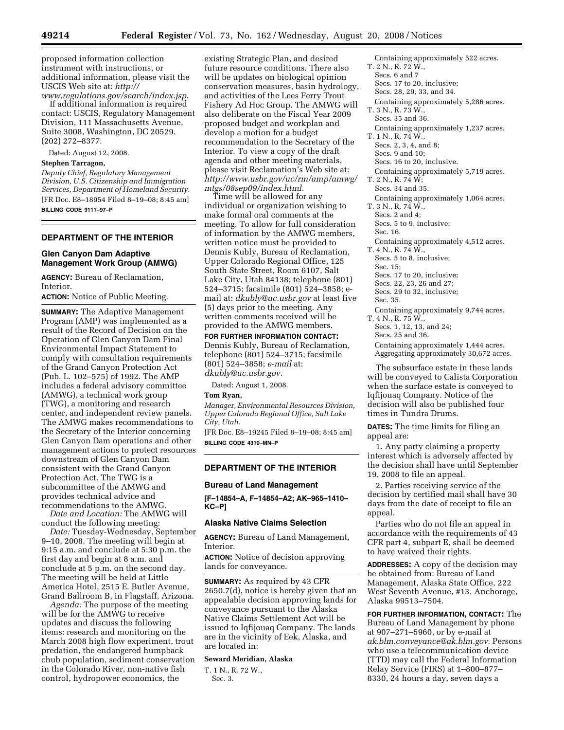proposed information collection instrument with instructions, or additional information, please visit the USCIS Web site at: *http://www.regulations.gov/search/index.jsp*.

If additional information is required contact: USCIS, Regulatory Management Division, 111 Massachusetts Avenue, Suite 3008, Washington, DC 20529, (202) 272–8377.

Dated: August 12, 2008.

**Stephen Tarragon,**

*Deputy Chief, Regulatory Management Division, U.S. Citizenship and Immigration Services, Department of Homeland Security.*

[FR Doc. E8–18954 Filed 8–19–08; 8:45 am]

**BILLING CODE 9111–97–P**

## DEPARTMENT OF THE INTERIOR

### Glen Canyon Dam Adaptive Management Work Group (AMWG)

**AGENCY:** Bureau of Reclamation, Interior.

**ACTION:** Notice of Public Meeting.

**SUMMARY:** The Adaptive Management Program (AMP) was implemented as a result of the Record of Decision on the Operation of Glen Canyon Dam Final Environmental Impact Statement to comply with consultation requirements of the Grand Canyon Protection Act (Pub. L. 102–575) of 1992. The AMP includes a federal advisory committee (AMWG), a technical work group (TWG), a monitoring and research center, and independent review panels. The AMWG makes recommendations to the Secretary of the Interior concerning Glen Canyon Dam operations and other management actions to protect resources downstream of Glen Canyon Dam consistent with the Grand Canyon Protection Act. The TWG is a subcommittee of the AMWG and provides technical advice and recommendations to the AMWG.

*Date and Location:* The AMWG will conduct the following meeting:

*Date:* Tuesday-Wednesday, September 9–10, 2008. The meeting will begin at 9:15 a.m. and conclude at 5:30 p.m. the first day and begin at 8 a.m. and conclude at 5 p.m. on the second day. The meeting will be held at Little America Hotel, 2515 E. Butler Avenue, Grand Ballroom B, in Flagstaff, Arizona.

*Agenda:* The purpose of the meeting will be for the AMWG to receive updates and discuss the following items: research and monitoring on the March 2008 high flow experiment, trout predation, the endangered humpback chub population, sediment conservation in the Colorado River, non-native fish control, hydropower economics, the existing Strategic Plan, and desired future resource conditions. There also will be updates on biological opinion conservation measures, basin hydrology, and activities of the Lees Ferry Trout Fishery Ad Hoc Group. The AMWG will also deliberate on the Fiscal Year 2009 proposed budget and workplan and develop a motion for a budget recommendation to the Secretary of the Interior. To view a copy of the draft agenda and other meeting materials, please visit Reclamation's Web site at: *http://www.usbr.gov/uc/rm/amp/amwg/mtgs/08sep09/index.html*.

Time will be allowed for any individual or organization wishing to make formal oral comments at the meeting. To allow for full consideration of information by the AMWG members, written notice must be provided to Dennis Kubly, Bureau of Reclamation, Upper Colorado Regional Office, 125 South State Street, Room 6107, Salt Lake City, Utah 84138; telephone (801) 524–3715; facsimile (801) 524–3858; e-mail at: *dkubly@uc.usbr.gov* at least five (5) days prior to the meeting. Any written comments received will be provided to the AMWG members.

**FOR FURTHER INFORMATION CONTACT:** Dennis Kubly, Bureau of Reclamation, telephone (801) 524–3715; facsimile (801) 524–3858; *e-mail* at: *dkubly@uc.usbr.gov*.

Dated: August 1, 2008.

**Tom Ryan,**

*Manager, Environmental Resources Division, Upper Colorado Regional Office, Salt Lake City, Utah.*

[FR Doc. E8–19245 Filed 8–19–08; 8:45 am]

**BILLING CODE 4310–MN–P**

## DEPARTMENT OF THE INTERIOR

### Bureau of Land Management

**[F–14854–A, F–14854–A2; AK–965–1410–KC–P]**

### Alaska Native Claims Selection

**AGENCY:** Bureau of Land Management, Interior.

**ACTION:** Notice of decision approving lands for conveyance.

**SUMMARY:** As required by 43 CFR 2650.7(d), notice is hereby given that an appealable decision approving lands for conveyance pursuant to the Alaska Native Claims Settlement Act will be issued to Iqfijouaq Company. The lands are in the vicinity of Eek, Alaska, and are located in:

**Seward Meridian, Alaska**

T. 1 N., R. 72 W.,
Sec. 3.
Containing approximately 522 acres.

T. 2 N., R. 72 W.,
Secs. 6 and 7
Secs. 17 to 20, inclusive;
Secs. 28, 29, 33, and 34.
Containing approximately 5,286 acres.

T. 3 N., R. 73 W.,
Secs. 35 and 36.
Containing approximately 1,237 acres.

T. 1 N., R. 74 W.,
Secs. 2, 3, 4, and 8;
Secs. 9 and 10;
Secs. 16 to 20, inclusive.
Containing approximately 5,719 acres.

T. 2 N., R. 74 W;
Secs. 34 and 35.
Containing approximately 1,064 acres.

T. 3 N., R. 74 W.,
Secs. 2 and 4;
Secs. 5 to 9, inclusive;
Sec. 16.
Containing approximately 4,512 acres.

T. 4 N., R. 74 W.,
Secs. 5 to 8, inclusive;
Sec. 15;
Secs. 17 to 20, inclusive;
Secs. 22, 23, 26 and 27;
Secs. 29 to 32, inclusive;
Sec. 35.
Containing approximately 9,744 acres.

T. 4 N., R. 75 W.,
Secs. 1, 12, 13, and 24;
Secs. 25 and 36.
Containing approximately 1,444 acres.
Aggregating approximately 30,672 acres.

The subsurface estate in these lands will be conveyed to Calista Corporation when the surface estate is conveyed to Iqfijouaq Company. Notice of the decision will also be published four times in Tundra Drums.

**DATES:** The time limits for filing an appeal are:

1. Any party claiming a property interest which is adversely affected by the decision shall have until September 19, 2008 to file an appeal.

2. Parties receiving service of the decision by certified mail shall have 30 days from the date of receipt to file an appeal.

Parties who do not file an appeal in accordance with the requirements of 43 CFR part 4, subpart E, shall be deemed to have waived their rights.

**ADDRESSES:** A copy of the decision may be obtained from: Bureau of Land Management, Alaska State Office, 222 West Seventh Avenue, #13, Anchorage, Alaska 99513–7504.

**FOR FURTHER INFORMATION, CONTACT:** The Bureau of Land Management by phone at 907–271–5960, or by e-mail at *ak.blm.conveyance@ak.blm.gov*. Persons who use a telecommunication device (TTD) may call the Federal Information Relay Service (FIRS) at 1–800–877–8330, 24 hours a day, seven days a